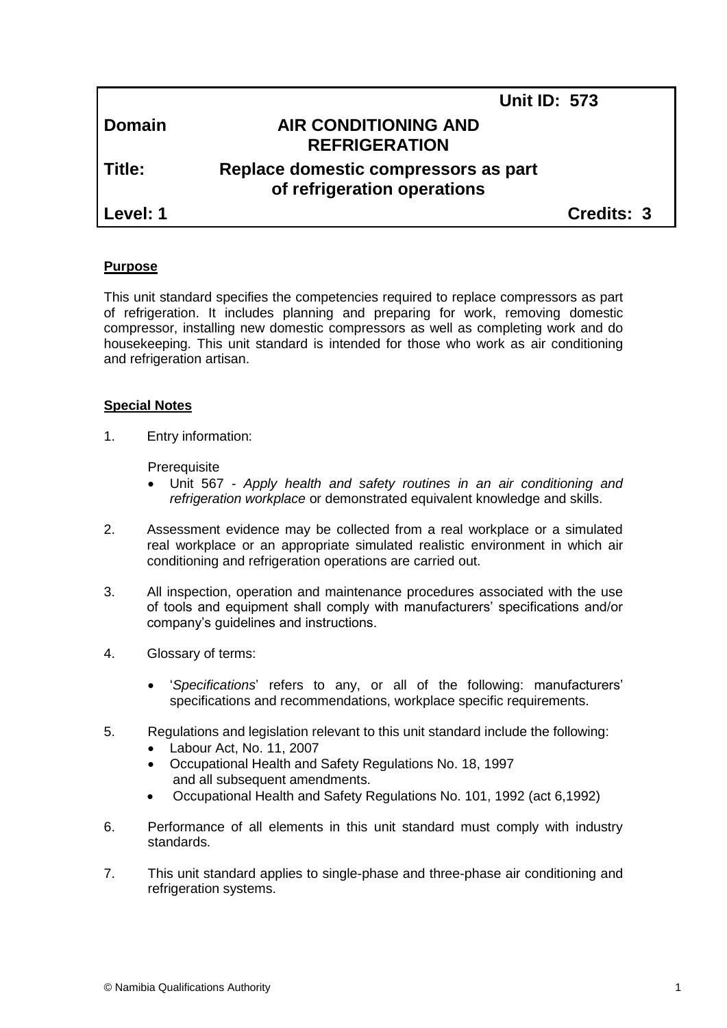| | Unit ID: 573 |
|---|---|
| **Domain** | **AIR CONDITIONING AND REFRIGERATION** |
| **Title:** | **Replace domestic compressors as part of refrigeration operations** |
| **Level: 1** | **Credits: 3** |

## Purpose

This unit standard specifies the competencies required to replace compressors as part of refrigeration. It includes planning and preparing for work, removing domestic compressor, installing new domestic compressors as well as completing work and do housekeeping. This unit standard is intended for those who work as air conditioning and refrigeration artisan.

## Special Notes

1. Entry information:

   Prerequisite
   - Unit 567 - *Apply health and safety routines in an air conditioning and refrigeration workplace* or demonstrated equivalent knowledge and skills.

2. Assessment evidence may be collected from a real workplace or a simulated real workplace or an appropriate simulated realistic environment in which air conditioning and refrigeration operations are carried out.

3. All inspection, operation and maintenance procedures associated with the use of tools and equipment shall comply with manufacturers' specifications and/or company's guidelines and instructions.

4. Glossary of terms:

   - '*Specifications*' refers to any, or all of the following: manufacturers' specifications and recommendations, workplace specific requirements.

5. Regulations and legislation relevant to this unit standard include the following:
   - Labour Act, No. 11, 2007
   - Occupational Health and Safety Regulations No. 18, 1997 and all subsequent amendments.
   - Occupational Health and Safety Regulations No. 101, 1992 (act 6,1992)

6. Performance of all elements in this unit standard must comply with industry standards.

7. This unit standard applies to single-phase and three-phase air conditioning and refrigeration systems.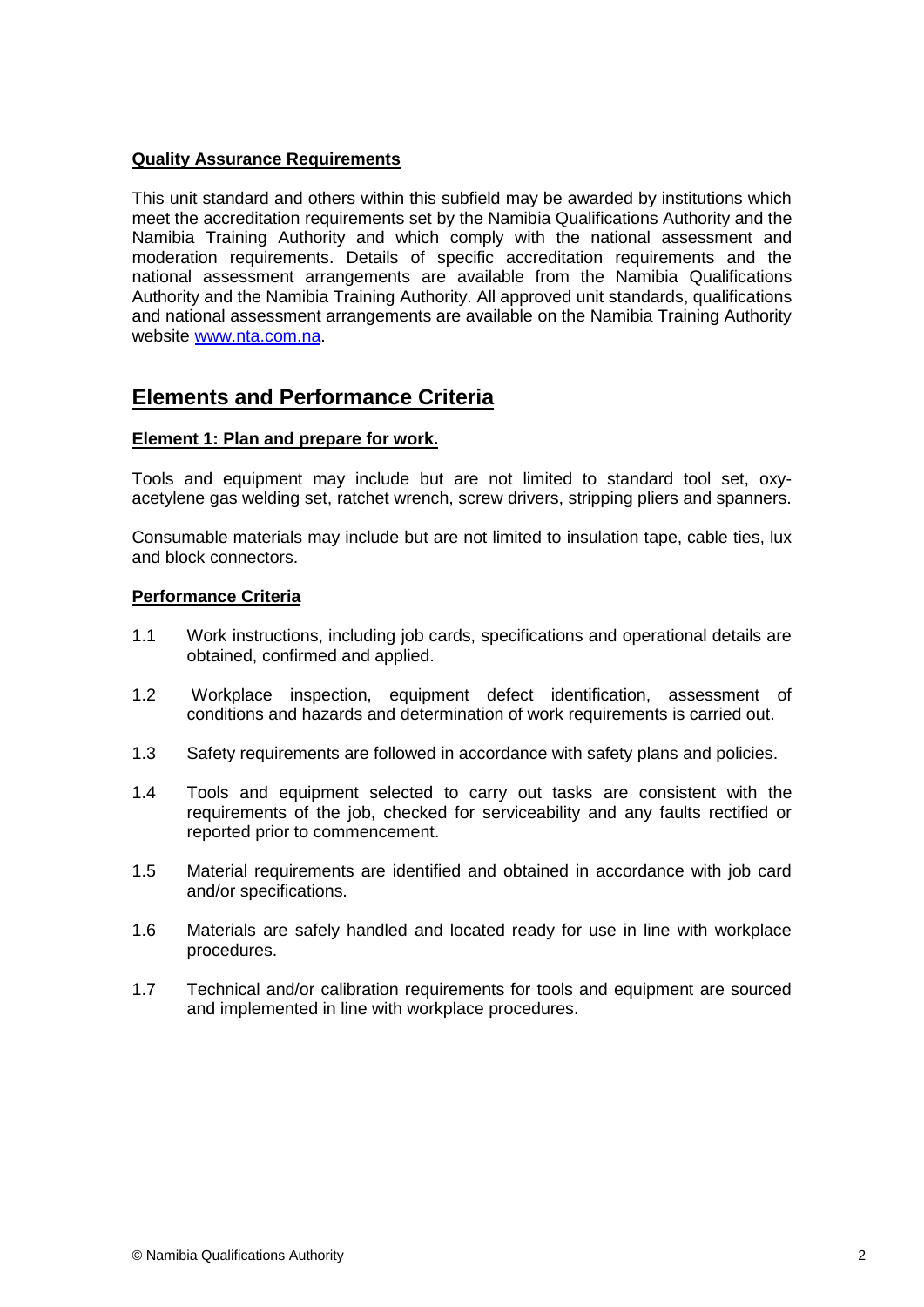**Quality Assurance Requirements**

This unit standard and others within this subfield may be awarded by institutions which meet the accreditation requirements set by the Namibia Qualifications Authority and the Namibia Training Authority and which comply with the national assessment and moderation requirements. Details of specific accreditation requirements and the national assessment arrangements are available from the Namibia Qualifications Authority and the Namibia Training Authority. All approved unit standards, qualifications and national assessment arrangements are available on the Namibia Training Authority website www.nta.com.na.

## Elements and Performance Criteria

**Element 1: Plan and prepare for work.**

Tools and equipment may include but are not limited to standard tool set, oxy-acetylene gas welding set, ratchet wrench, screw drivers, stripping pliers and spanners.

Consumable materials may include but are not limited to insulation tape, cable ties, lux and block connectors.

**Performance Criteria**

1.1 Work instructions, including job cards, specifications and operational details are obtained, confirmed and applied.

1.2 Workplace inspection, equipment defect identification, assessment of conditions and hazards and determination of work requirements is carried out.

1.3 Safety requirements are followed in accordance with safety plans and policies.

1.4 Tools and equipment selected to carry out tasks are consistent with the requirements of the job, checked for serviceability and any faults rectified or reported prior to commencement.

1.5 Material requirements are identified and obtained in accordance with job card and/or specifications.

1.6 Materials are safely handled and located ready for use in line with workplace procedures.

1.7 Technical and/or calibration requirements for tools and equipment are sourced and implemented in line with workplace procedures.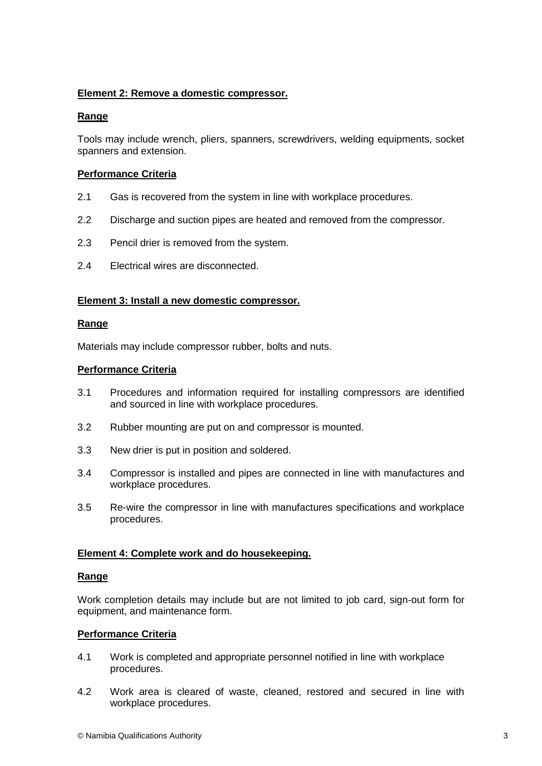**Element 2: Remove a domestic compressor.**

**Range**

Tools may include wrench, pliers, spanners, screwdrivers, welding equipments, socket spanners and extension.

**Performance Criteria**

2.1 Gas is recovered from the system in line with workplace procedures.

2.2 Discharge and suction pipes are heated and removed from the compressor.

2.3 Pencil drier is removed from the system.

2.4 Electrical wires are disconnected.

**Element 3: Install a new domestic compressor.**

**Range**

Materials may include compressor rubber, bolts and nuts.

**Performance Criteria**

3.1 Procedures and information required for installing compressors are identified and sourced in line with workplace procedures.

3.2 Rubber mounting are put on and compressor is mounted.

3.3 New drier is put in position and soldered.

3.4 Compressor is installed and pipes are connected in line with manufactures and workplace procedures.

3.5 Re-wire the compressor in line with manufactures specifications and workplace procedures.

**Element 4: Complete work and do housekeeping.**

**Range**

Work completion details may include but are not limited to job card, sign-out form for equipment, and maintenance form.

**Performance Criteria**

4.1 Work is completed and appropriate personnel notified in line with workplace procedures.

4.2 Work area is cleared of waste, cleaned, restored and secured in line with workplace procedures.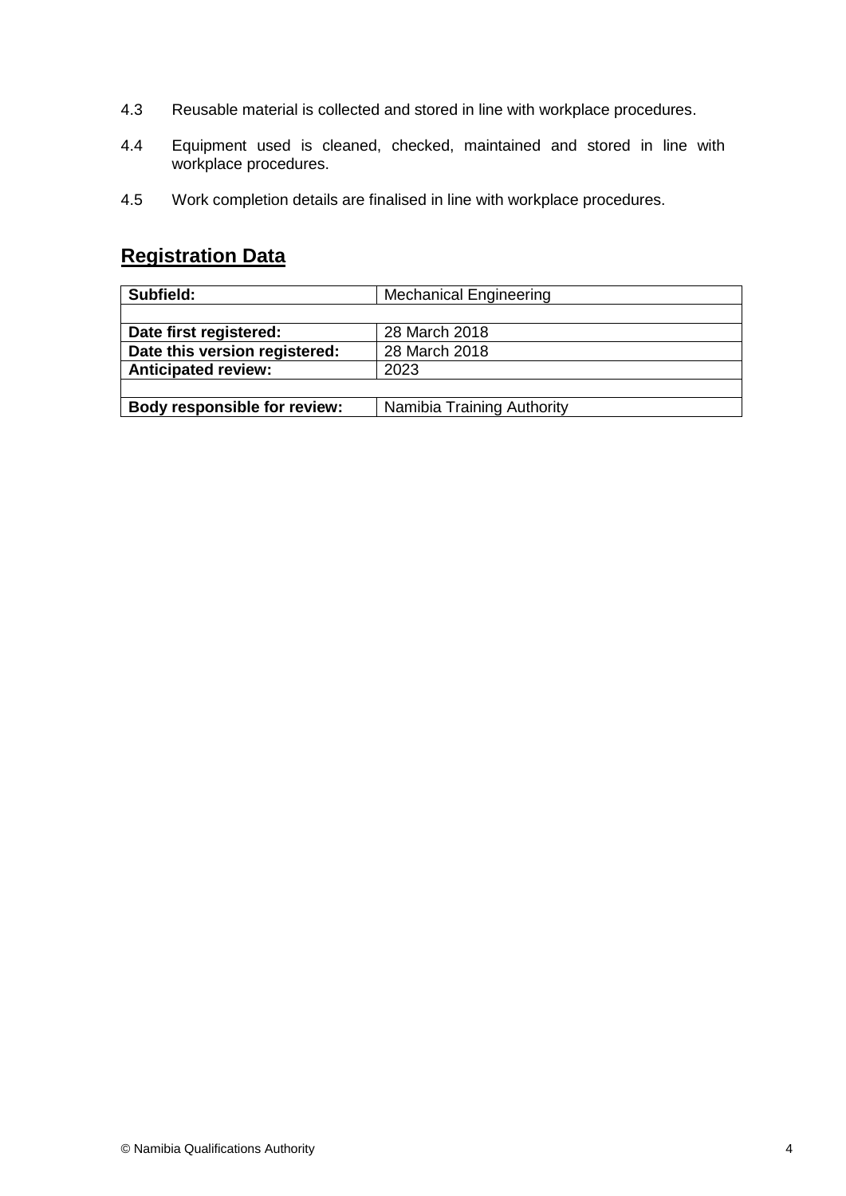4.3 Reusable material is collected and stored in line with workplace procedures.

4.4 Equipment used is cleaned, checked, maintained and stored in line with workplace procedures.

4.5 Work completion details are finalised in line with workplace procedures.

## Registration Data

| | |
|---|---|
| **Subfield:** | Mechanical Engineering |
| | |
| **Date first registered:** | 28 March 2018 |
| **Date this version registered:** | 28 March 2018 |
| **Anticipated review:** | 2023 |
| | |
| **Body responsible for review:** | Namibia Training Authority |

© Namibia Qualifications Authority